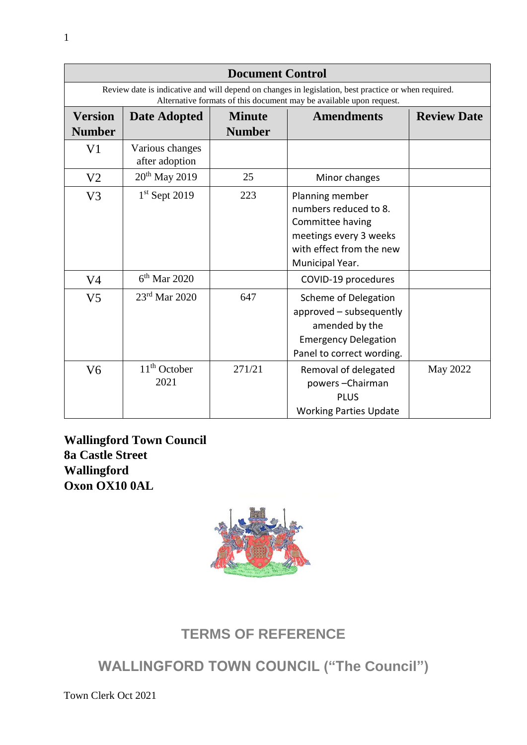| Document Control | | | | |
|---|---|---|---|---|
| Review date is indicative and will depend on changes in legislation, best practice or when required. Alternative formats of this document may be available upon request. | | | | |
| **Version Number** | **Date Adopted** | **Minute Number** | **Amendments** | **Review Date** |
| V1 | Various changes after adoption | | | |
| V2 | 20th May 2019 | 25 | Minor changes | |
| V3 | 1st Sept 2019 | 223 | Planning member numbers reduced to 8. Committee having meetings every 3 weeks with effect from the new Municipal Year. | |
| V4 | 6th Mar 2020 | | COVID-19 procedures | |
| V5 | 23rd Mar 2020 | 647 | Scheme of Delegation approved – subsequently amended by the Emergency Delegation Panel to correct wording. | |
| V6 | 11th October 2021 | 271/21 | Removal of delegated powers –Chairman PLUS Working Parties Update | May 2022 |

**Wallingford Town Council**
**8a Castle Street**
**Wallingford**
**Oxon OX10 0AL**

## TERMS OF REFERENCE

## WALLINGFORD TOWN COUNCIL ("The Council")

Town Clerk Oct 2021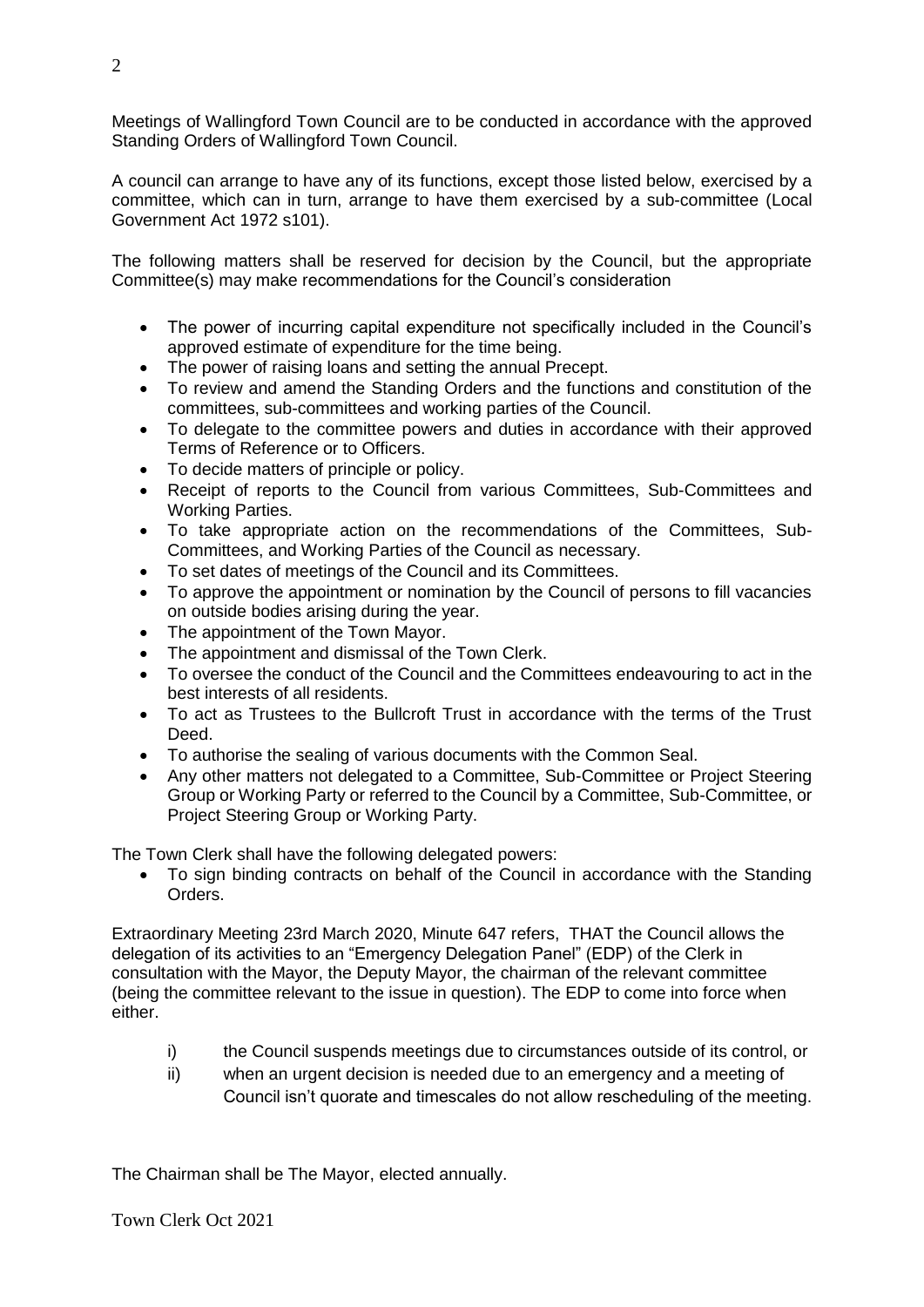Meetings of Wallingford Town Council are to be conducted in accordance with the approved Standing Orders of Wallingford Town Council.

A council can arrange to have any of its functions, except those listed below, exercised by a committee, which can in turn, arrange to have them exercised by a sub-committee (Local Government Act 1972 s101).

The following matters shall be reserved for decision by the Council, but the appropriate Committee(s) may make recommendations for the Council's consideration

- The power of incurring capital expenditure not specifically included in the Council's approved estimate of expenditure for the time being.
- The power of raising loans and setting the annual Precept.
- To review and amend the Standing Orders and the functions and constitution of the committees, sub-committees and working parties of the Council.
- To delegate to the committee powers and duties in accordance with their approved Terms of Reference or to Officers.
- To decide matters of principle or policy.
- Receipt of reports to the Council from various Committees, Sub-Committees and Working Parties.
- To take appropriate action on the recommendations of the Committees, Sub-Committees, and Working Parties of the Council as necessary.
- To set dates of meetings of the Council and its Committees.
- To approve the appointment or nomination by the Council of persons to fill vacancies on outside bodies arising during the year.
- The appointment of the Town Mayor.
- The appointment and dismissal of the Town Clerk.
- To oversee the conduct of the Council and the Committees endeavouring to act in the best interests of all residents.
- To act as Trustees to the Bullcroft Trust in accordance with the terms of the Trust Deed.
- To authorise the sealing of various documents with the Common Seal.
- Any other matters not delegated to a Committee, Sub-Committee or Project Steering Group or Working Party or referred to the Council by a Committee, Sub-Committee, or Project Steering Group or Working Party.

The Town Clerk shall have the following delegated powers:

- To sign binding contracts on behalf of the Council in accordance with the Standing Orders.

Extraordinary Meeting 23rd March 2020, Minute 647 refers, THAT the Council allows the delegation of its activities to an "Emergency Delegation Panel" (EDP) of the Clerk in consultation with the Mayor, the Deputy Mayor, the chairman of the relevant committee (being the committee relevant to the issue in question). The EDP to come into force when either.

i) the Council suspends meetings due to circumstances outside of its control, or

ii) when an urgent decision is needed due to an emergency and a meeting of Council isn't quorate and timescales do not allow rescheduling of the meeting.

The Chairman shall be The Mayor, elected annually.

Town Clerk Oct 2021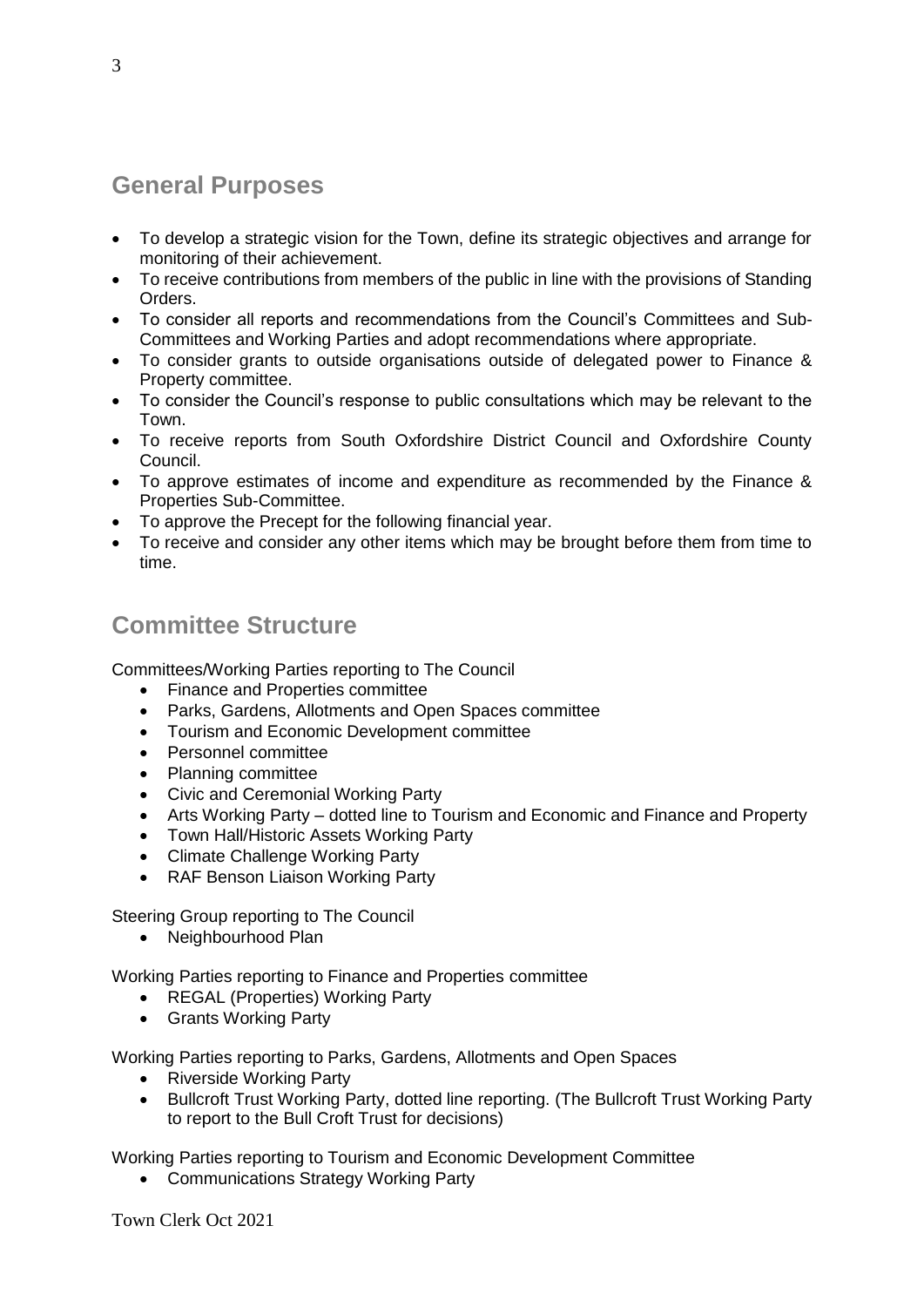## General Purposes

- To develop a strategic vision for the Town, define its strategic objectives and arrange for monitoring of their achievement.
- To receive contributions from members of the public in line with the provisions of Standing Orders.
- To consider all reports and recommendations from the Council's Committees and Sub-Committees and Working Parties and adopt recommendations where appropriate.
- To consider grants to outside organisations outside of delegated power to Finance & Property committee.
- To consider the Council's response to public consultations which may be relevant to the Town.
- To receive reports from South Oxfordshire District Council and Oxfordshire County Council.
- To approve estimates of income and expenditure as recommended by the Finance & Properties Sub-Committee.
- To approve the Precept for the following financial year.
- To receive and consider any other items which may be brought before them from time to time.

## Committee Structure

Committees/Working Parties reporting to The Council

- Finance and Properties committee
- Parks, Gardens, Allotments and Open Spaces committee
- Tourism and Economic Development committee
- Personnel committee
- Planning committee
- Civic and Ceremonial Working Party
- Arts Working Party – dotted line to Tourism and Economic and Finance and Property
- Town Hall/Historic Assets Working Party
- Climate Challenge Working Party
- RAF Benson Liaison Working Party

Steering Group reporting to The Council

- Neighbourhood Plan

Working Parties reporting to Finance and Properties committee

- REGAL (Properties) Working Party
- Grants Working Party

Working Parties reporting to Parks, Gardens, Allotments and Open Spaces

- Riverside Working Party
- Bullcroft Trust Working Party, dotted line reporting. (The Bullcroft Trust Working Party to report to the Bull Croft Trust for decisions)

Working Parties reporting to Tourism and Economic Development Committee

- Communications Strategy Working Party

Town Clerk Oct 2021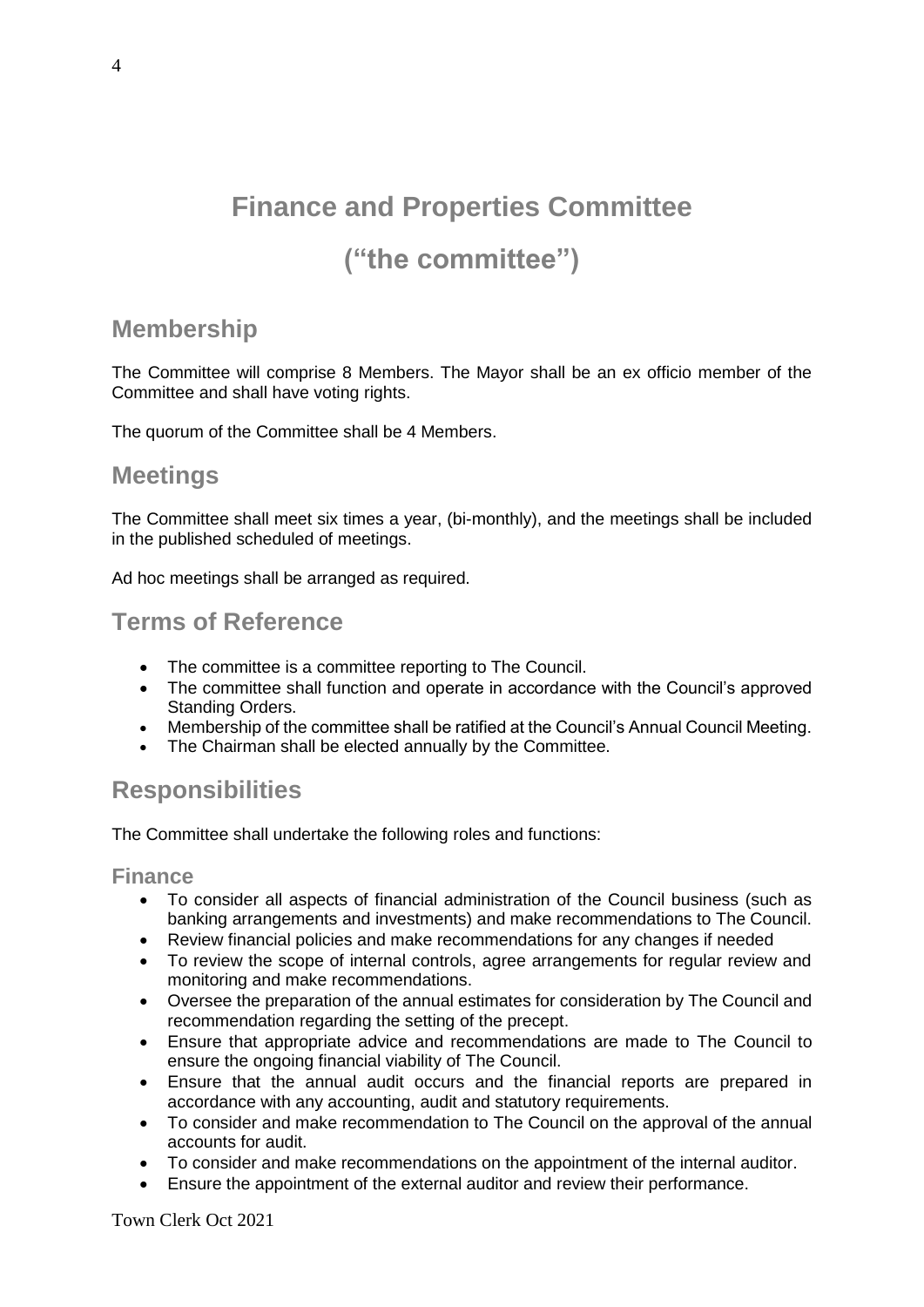# Finance and Properties Committee

# ("the committee")

## Membership

The Committee will comprise 8 Members. The Mayor shall be an ex officio member of the Committee and shall have voting rights.

The quorum of the Committee shall be 4 Members.

## Meetings

The Committee shall meet six times a year, (bi-monthly), and the meetings shall be included in the published scheduled of meetings.

Ad hoc meetings shall be arranged as required.

## Terms of Reference

- The committee is a committee reporting to The Council.
- The committee shall function and operate in accordance with the Council's approved Standing Orders.
- Membership of the committee shall be ratified at the Council's Annual Council Meeting.
- The Chairman shall be elected annually by the Committee.

## Responsibilities

The Committee shall undertake the following roles and functions:

### Finance

- To consider all aspects of financial administration of the Council business (such as banking arrangements and investments) and make recommendations to The Council.
- Review financial policies and make recommendations for any changes if needed
- To review the scope of internal controls, agree arrangements for regular review and monitoring and make recommendations.
- Oversee the preparation of the annual estimates for consideration by The Council and recommendation regarding the setting of the precept.
- Ensure that appropriate advice and recommendations are made to The Council to ensure the ongoing financial viability of The Council.
- Ensure that the annual audit occurs and the financial reports are prepared in accordance with any accounting, audit and statutory requirements.
- To consider and make recommendation to The Council on the approval of the annual accounts for audit.
- To consider and make recommendations on the appointment of the internal auditor.
- Ensure the appointment of the external auditor and review their performance.

Town Clerk Oct 2021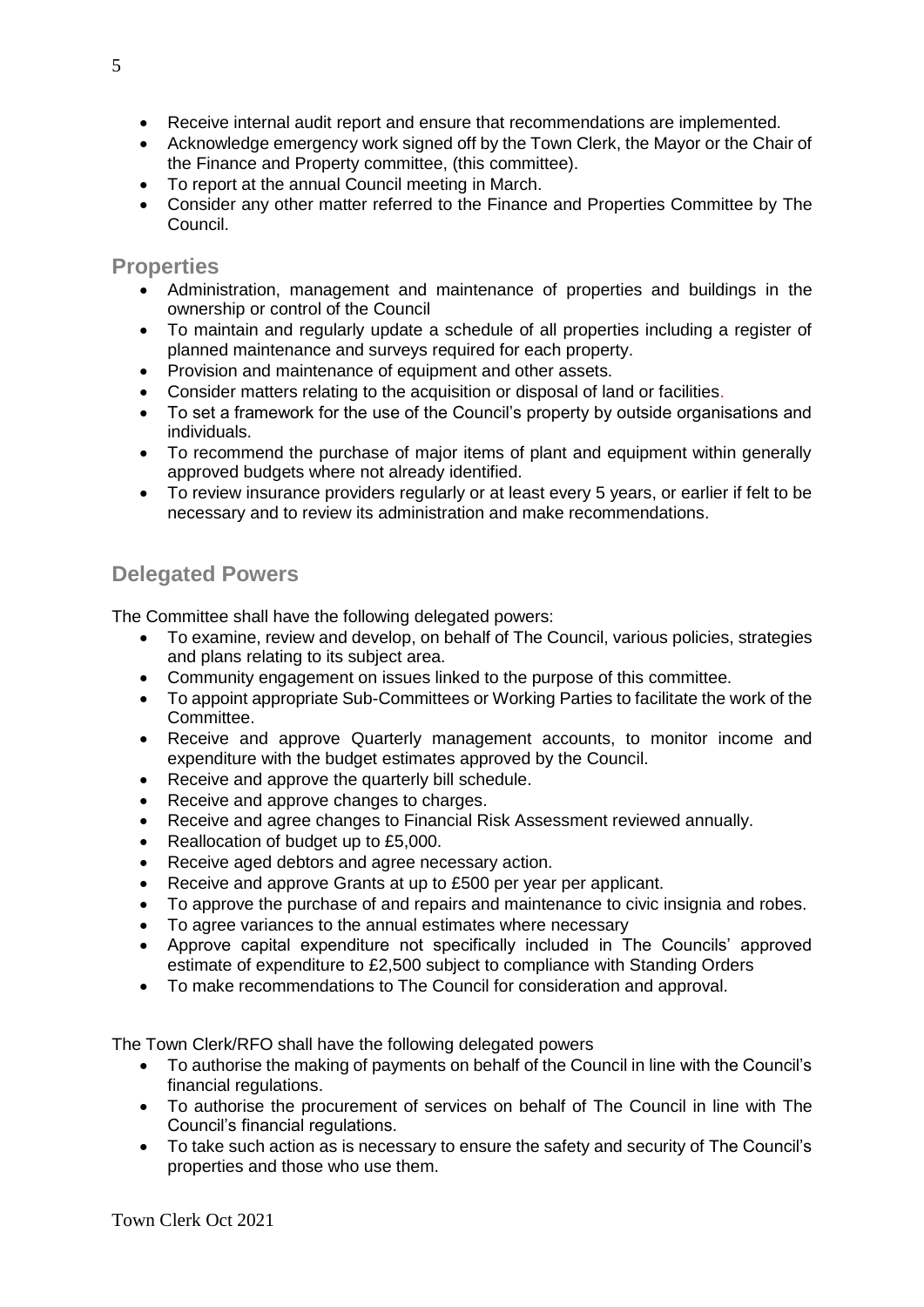- Receive internal audit report and ensure that recommendations are implemented.
- Acknowledge emergency work signed off by the Town Clerk, the Mayor or the Chair of the Finance and Property committee, (this committee).
- To report at the annual Council meeting in March.
- Consider any other matter referred to the Finance and Properties Committee by The Council.

## Properties

- Administration, management and maintenance of properties and buildings in the ownership or control of the Council
- To maintain and regularly update a schedule of all properties including a register of planned maintenance and surveys required for each property.
- Provision and maintenance of equipment and other assets.
- Consider matters relating to the acquisition or disposal of land or facilities.
- To set a framework for the use of the Council's property by outside organisations and individuals.
- To recommend the purchase of major items of plant and equipment within generally approved budgets where not already identified.
- To review insurance providers regularly or at least every 5 years, or earlier if felt to be necessary and to review its administration and make recommendations.

## Delegated Powers

The Committee shall have the following delegated powers:

- To examine, review and develop, on behalf of The Council, various policies, strategies and plans relating to its subject area.
- Community engagement on issues linked to the purpose of this committee.
- To appoint appropriate Sub-Committees or Working Parties to facilitate the work of the Committee.
- Receive and approve Quarterly management accounts, to monitor income and expenditure with the budget estimates approved by the Council.
- Receive and approve the quarterly bill schedule.
- Receive and approve changes to charges.
- Receive and agree changes to Financial Risk Assessment reviewed annually.
- Reallocation of budget up to £5,000.
- Receive aged debtors and agree necessary action.
- Receive and approve Grants at up to £500 per year per applicant.
- To approve the purchase of and repairs and maintenance to civic insignia and robes.
- To agree variances to the annual estimates where necessary
- Approve capital expenditure not specifically included in The Councils' approved estimate of expenditure to £2,500 subject to compliance with Standing Orders
- To make recommendations to The Council for consideration and approval.

The Town Clerk/RFO shall have the following delegated powers

- To authorise the making of payments on behalf of the Council in line with the Council's financial regulations.
- To authorise the procurement of services on behalf of The Council in line with The Council's financial regulations.
- To take such action as is necessary to ensure the safety and security of The Council's properties and those who use them.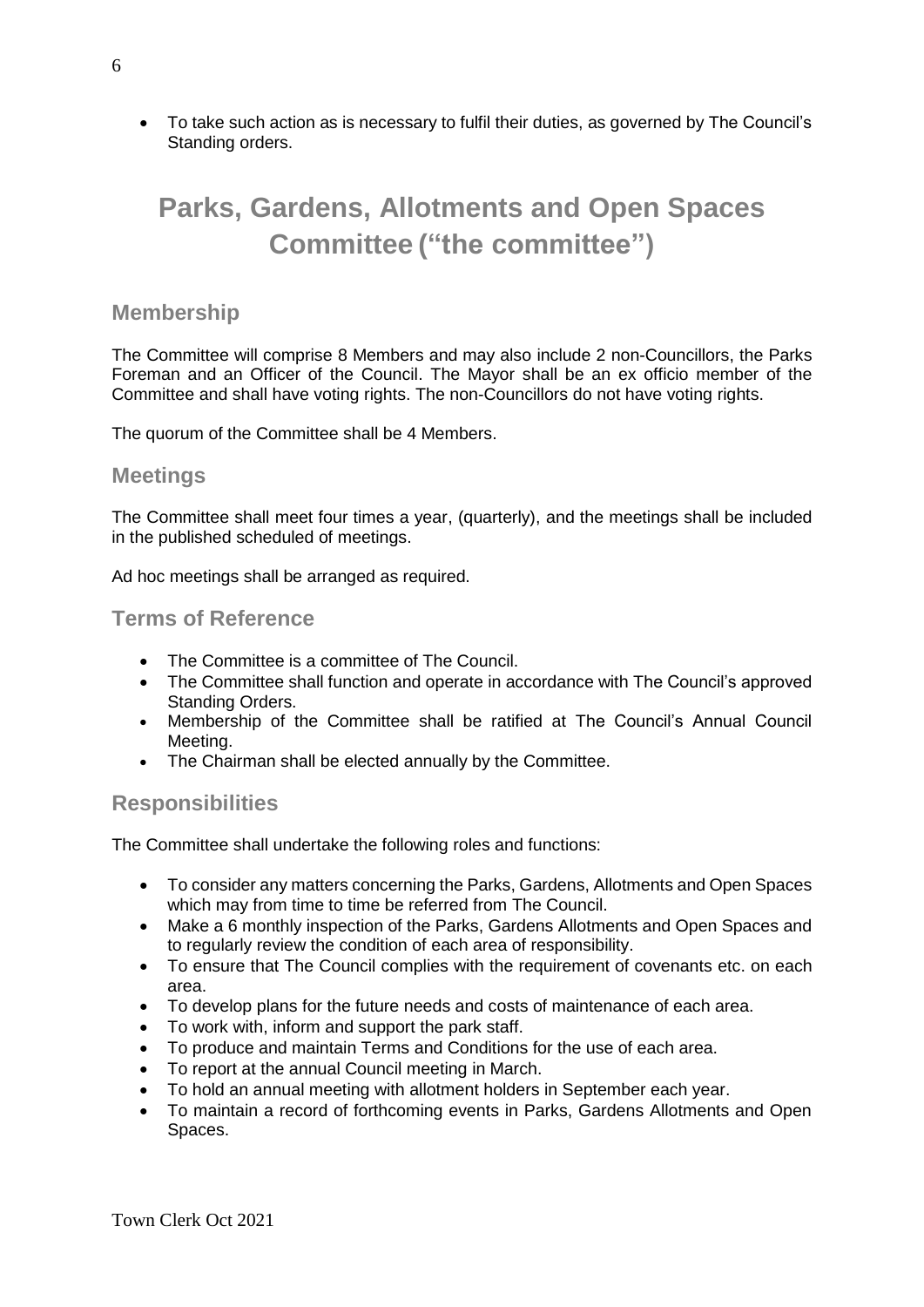- To take such action as is necessary to fulfil their duties, as governed by The Council's Standing orders.

# Parks, Gardens, Allotments and Open Spaces Committee ("the committee")

## Membership

The Committee will comprise 8 Members and may also include 2 non-Councillors, the Parks Foreman and an Officer of the Council. The Mayor shall be an ex officio member of the Committee and shall have voting rights. The non-Councillors do not have voting rights.

The quorum of the Committee shall be 4 Members.

## Meetings

The Committee shall meet four times a year, (quarterly), and the meetings shall be included in the published scheduled of meetings.

Ad hoc meetings shall be arranged as required.

## Terms of Reference

- The Committee is a committee of The Council.
- The Committee shall function and operate in accordance with The Council's approved Standing Orders.
- Membership of the Committee shall be ratified at The Council's Annual Council Meeting.
- The Chairman shall be elected annually by the Committee.

## Responsibilities

The Committee shall undertake the following roles and functions:

- To consider any matters concerning the Parks, Gardens, Allotments and Open Spaces which may from time to time be referred from The Council.
- Make a 6 monthly inspection of the Parks, Gardens Allotments and Open Spaces and to regularly review the condition of each area of responsibility.
- To ensure that The Council complies with the requirement of covenants etc. on each area.
- To develop plans for the future needs and costs of maintenance of each area.
- To work with, inform and support the park staff.
- To produce and maintain Terms and Conditions for the use of each area.
- To report at the annual Council meeting in March.
- To hold an annual meeting with allotment holders in September each year.
- To maintain a record of forthcoming events in Parks, Gardens Allotments and Open Spaces.

Town Clerk Oct 2021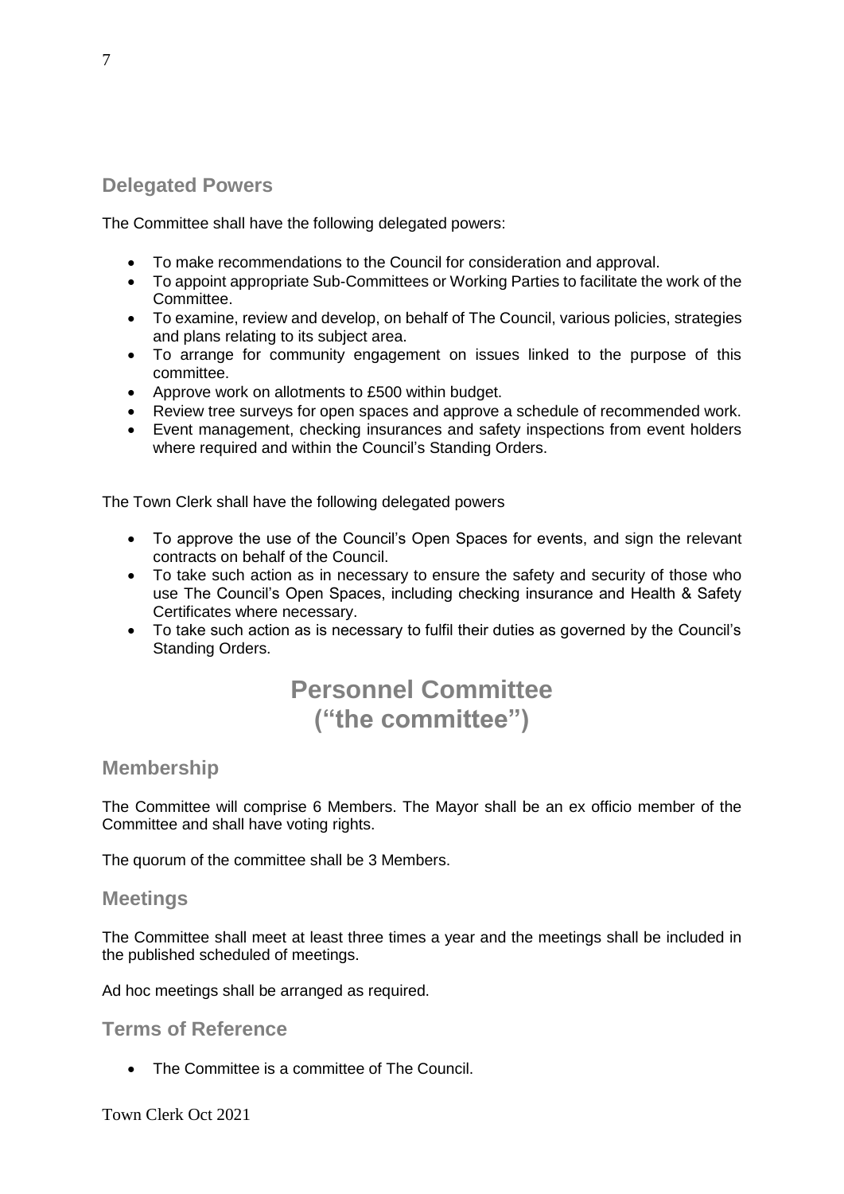## Delegated Powers

The Committee shall have the following delegated powers:

- To make recommendations to the Council for consideration and approval.
- To appoint appropriate Sub-Committees or Working Parties to facilitate the work of the Committee.
- To examine, review and develop, on behalf of The Council, various policies, strategies and plans relating to its subject area.
- To arrange for community engagement on issues linked to the purpose of this committee.
- Approve work on allotments to £500 within budget.
- Review tree surveys for open spaces and approve a schedule of recommended work.
- Event management, checking insurances and safety inspections from event holders where required and within the Council's Standing Orders.

The Town Clerk shall have the following delegated powers

- To approve the use of the Council's Open Spaces for events, and sign the relevant contracts on behalf of the Council.
- To take such action as in necessary to ensure the safety and security of those who use The Council's Open Spaces, including checking insurance and Health & Safety Certificates where necessary.
- To take such action as is necessary to fulfil their duties as governed by the Council's Standing Orders.

# Personnel Committee ("the committee")

## Membership

The Committee will comprise 6 Members. The Mayor shall be an ex officio member of the Committee and shall have voting rights.

The quorum of the committee shall be 3 Members.

## Meetings

The Committee shall meet at least three times a year and the meetings shall be included in the published scheduled of meetings.

Ad hoc meetings shall be arranged as required.

## Terms of Reference

- The Committee is a committee of The Council.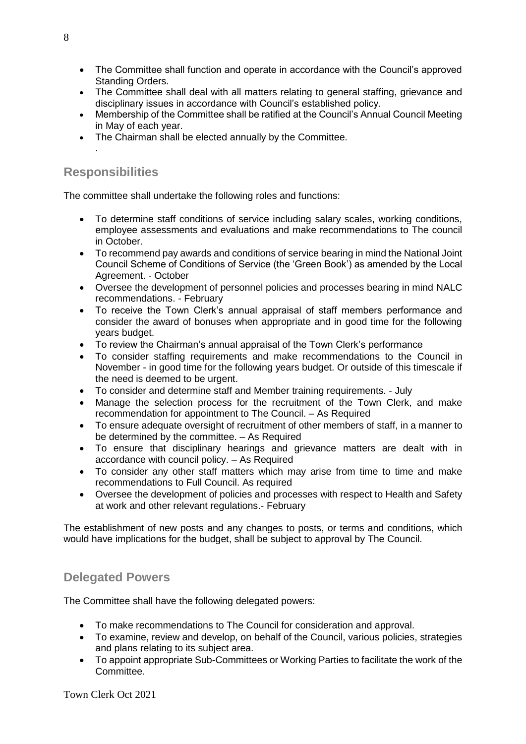- The Committee shall function and operate in accordance with the Council's approved Standing Orders.
- The Committee shall deal with all matters relating to general staffing, grievance and disciplinary issues in accordance with Council's established policy.
- Membership of the Committee shall be ratified at the Council's Annual Council Meeting in May of each year.
- The Chairman shall be elected annually by the Committee.

.

## Responsibilities

The committee shall undertake the following roles and functions:

- To determine staff conditions of service including salary scales, working conditions, employee assessments and evaluations and make recommendations to The council in October.
- To recommend pay awards and conditions of service bearing in mind the National Joint Council Scheme of Conditions of Service (the 'Green Book') as amended by the Local Agreement. - October
- Oversee the development of personnel policies and processes bearing in mind NALC recommendations. - February
- To receive the Town Clerk's annual appraisal of staff members performance and consider the award of bonuses when appropriate and in good time for the following years budget.
- To review the Chairman's annual appraisal of the Town Clerk's performance
- To consider staffing requirements and make recommendations to the Council in November - in good time for the following years budget. Or outside of this timescale if the need is deemed to be urgent.
- To consider and determine staff and Member training requirements. - July
- Manage the selection process for the recruitment of the Town Clerk, and make recommendation for appointment to The Council. – As Required
- To ensure adequate oversight of recruitment of other members of staff, in a manner to be determined by the committee. – As Required
- To ensure that disciplinary hearings and grievance matters are dealt with in accordance with council policy. – As Required
- To consider any other staff matters which may arise from time to time and make recommendations to Full Council. As required
- Oversee the development of policies and processes with respect to Health and Safety at work and other relevant regulations.- February

The establishment of new posts and any changes to posts, or terms and conditions, which would have implications for the budget, shall be subject to approval by The Council.

## Delegated Powers

The Committee shall have the following delegated powers:

- To make recommendations to The Council for consideration and approval.
- To examine, review and develop, on behalf of the Council, various policies, strategies and plans relating to its subject area.
- To appoint appropriate Sub-Committees or Working Parties to facilitate the work of the Committee.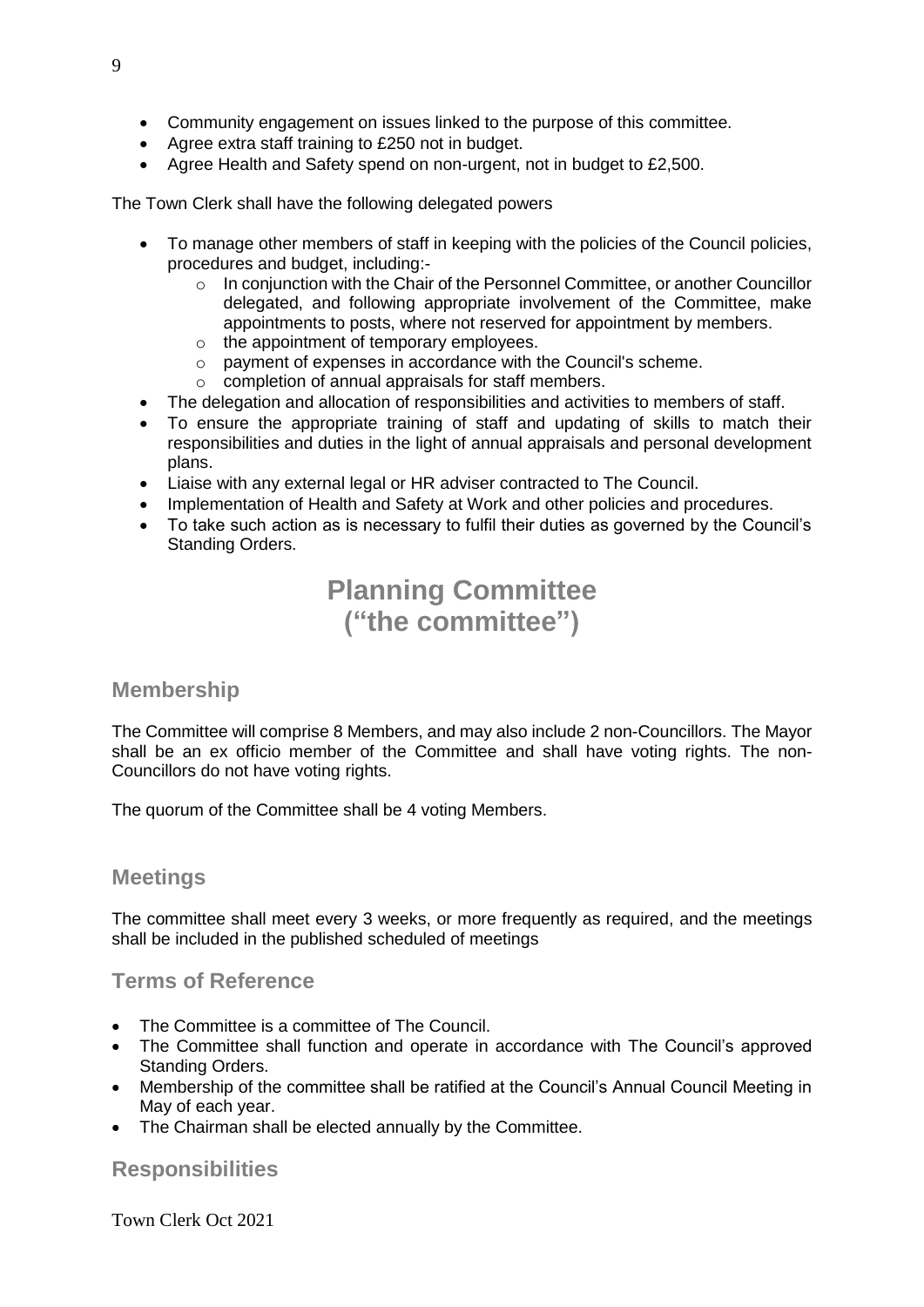- Community engagement on issues linked to the purpose of this committee.
- Agree extra staff training to £250 not in budget.
- Agree Health and Safety spend on non-urgent, not in budget to £2,500.

The Town Clerk shall have the following delegated powers

- To manage other members of staff in keeping with the policies of the Council policies, procedures and budget, including:-
  - In conjunction with the Chair of the Personnel Committee, or another Councillor delegated, and following appropriate involvement of the Committee, make appointments to posts, where not reserved for appointment by members.
  - the appointment of temporary employees.
  - payment of expenses in accordance with the Council's scheme.
  - completion of annual appraisals for staff members.
- The delegation and allocation of responsibilities and activities to members of staff.
- To ensure the appropriate training of staff and updating of skills to match their responsibilities and duties in the light of annual appraisals and personal development plans.
- Liaise with any external legal or HR adviser contracted to The Council.
- Implementation of Health and Safety at Work and other policies and procedures.
- To take such action as is necessary to fulfil their duties as governed by the Council's Standing Orders.

# Planning Committee ("the committee")

## Membership

The Committee will comprise 8 Members, and may also include 2 non-Councillors. The Mayor shall be an ex officio member of the Committee and shall have voting rights. The non-Councillors do not have voting rights.

The quorum of the Committee shall be 4 voting Members.

## Meetings

The committee shall meet every 3 weeks, or more frequently as required, and the meetings shall be included in the published scheduled of meetings

## Terms of Reference

- The Committee is a committee of The Council.
- The Committee shall function and operate in accordance with The Council's approved Standing Orders.
- Membership of the committee shall be ratified at the Council's Annual Council Meeting in May of each year.
- The Chairman shall be elected annually by the Committee.

## Responsibilities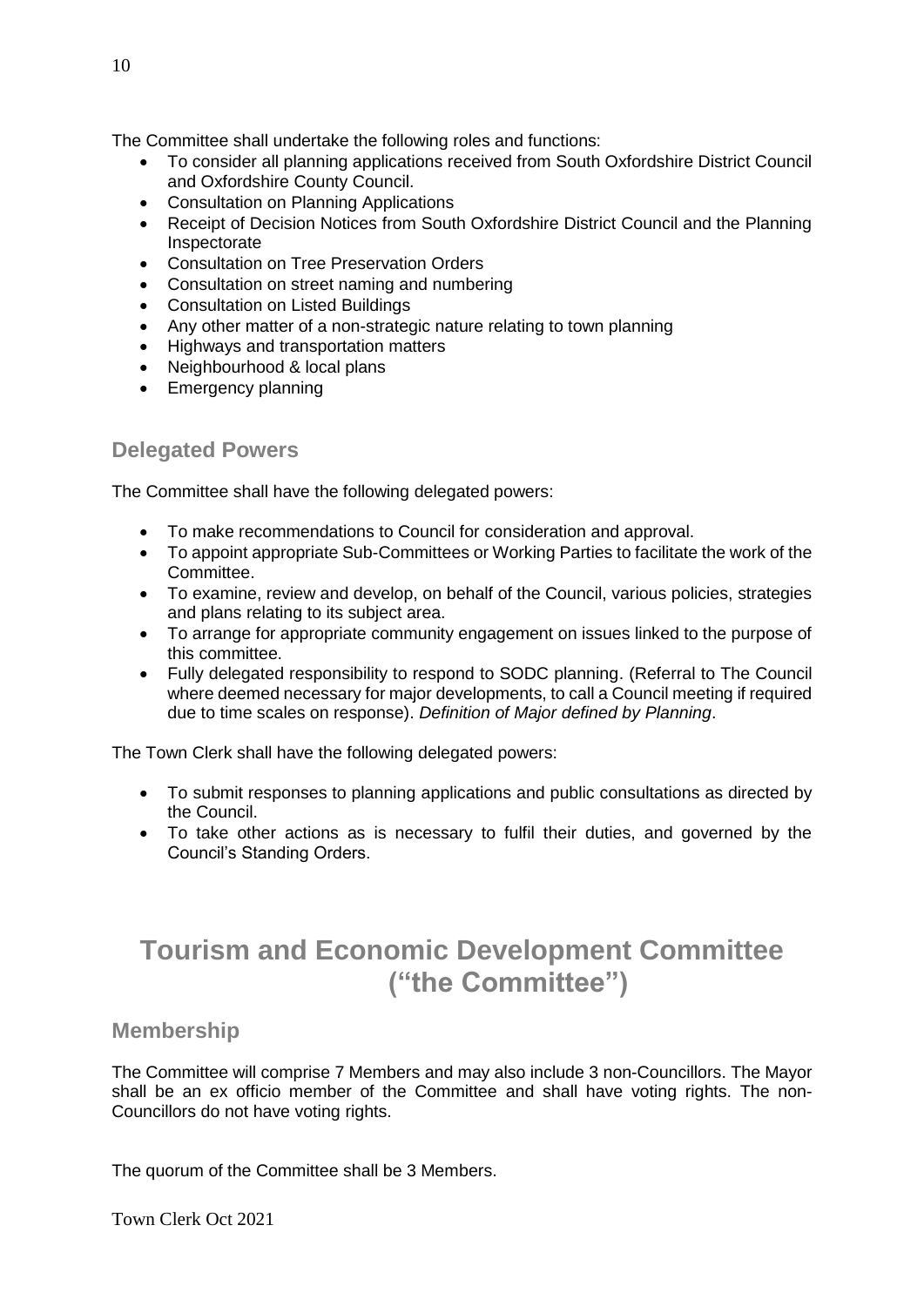The Committee shall undertake the following roles and functions:

- To consider all planning applications received from South Oxfordshire District Council and Oxfordshire County Council.
- Consultation on Planning Applications
- Receipt of Decision Notices from South Oxfordshire District Council and the Planning Inspectorate
- Consultation on Tree Preservation Orders
- Consultation on street naming and numbering
- Consultation on Listed Buildings
- Any other matter of a non-strategic nature relating to town planning
- Highways and transportation matters
- Neighbourhood & local plans
- Emergency planning

## Delegated Powers

The Committee shall have the following delegated powers:

- To make recommendations to Council for consideration and approval.
- To appoint appropriate Sub-Committees or Working Parties to facilitate the work of the Committee.
- To examine, review and develop, on behalf of the Council, various policies, strategies and plans relating to its subject area.
- To arrange for appropriate community engagement on issues linked to the purpose of this committee.
- Fully delegated responsibility to respond to SODC planning. (Referral to The Council where deemed necessary for major developments, to call a Council meeting if required due to time scales on response). *Definition of Major defined by Planning*.

The Town Clerk shall have the following delegated powers:

- To submit responses to planning applications and public consultations as directed by the Council.
- To take other actions as is necessary to fulfil their duties, and governed by the Council's Standing Orders.

# Tourism and Economic Development Committee ("the Committee")

## Membership

The Committee will comprise 7 Members and may also include 3 non-Councillors. The Mayor shall be an ex officio member of the Committee and shall have voting rights. The non-Councillors do not have voting rights.

The quorum of the Committee shall be 3 Members.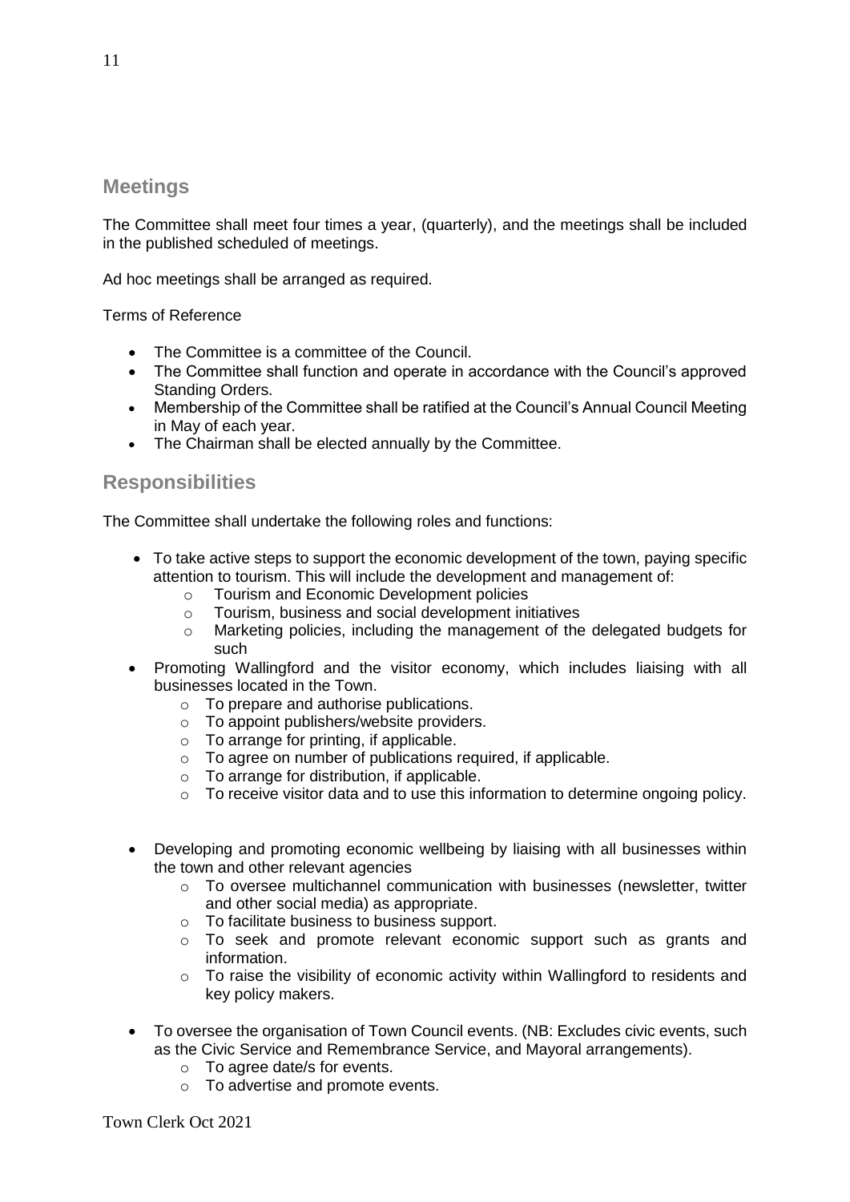## Meetings

The Committee shall meet four times a year, (quarterly), and the meetings shall be included in the published scheduled of meetings.

Ad hoc meetings shall be arranged as required.

Terms of Reference

- The Committee is a committee of the Council.
- The Committee shall function and operate in accordance with the Council's approved Standing Orders.
- Membership of the Committee shall be ratified at the Council's Annual Council Meeting in May of each year.
- The Chairman shall be elected annually by the Committee.

## Responsibilities

The Committee shall undertake the following roles and functions:

- To take active steps to support the economic development of the town, paying specific attention to tourism. This will include the development and management of:
  - Tourism and Economic Development policies
  - Tourism, business and social development initiatives
  - Marketing policies, including the management of the delegated budgets for such
- Promoting Wallingford and the visitor economy, which includes liaising with all businesses located in the Town.
  - To prepare and authorise publications.
  - To appoint publishers/website providers.
  - To arrange for printing, if applicable.
  - To agree on number of publications required, if applicable.
  - To arrange for distribution, if applicable.
  - To receive visitor data and to use this information to determine ongoing policy.
- Developing and promoting economic wellbeing by liaising with all businesses within the town and other relevant agencies
  - To oversee multichannel communication with businesses (newsletter, twitter and other social media) as appropriate.
  - To facilitate business to business support.
  - To seek and promote relevant economic support such as grants and information.
  - To raise the visibility of economic activity within Wallingford to residents and key policy makers.
- To oversee the organisation of Town Council events. (NB: Excludes civic events, such as the Civic Service and Remembrance Service, and Mayoral arrangements).
  - To agree date/s for events.
  - To advertise and promote events.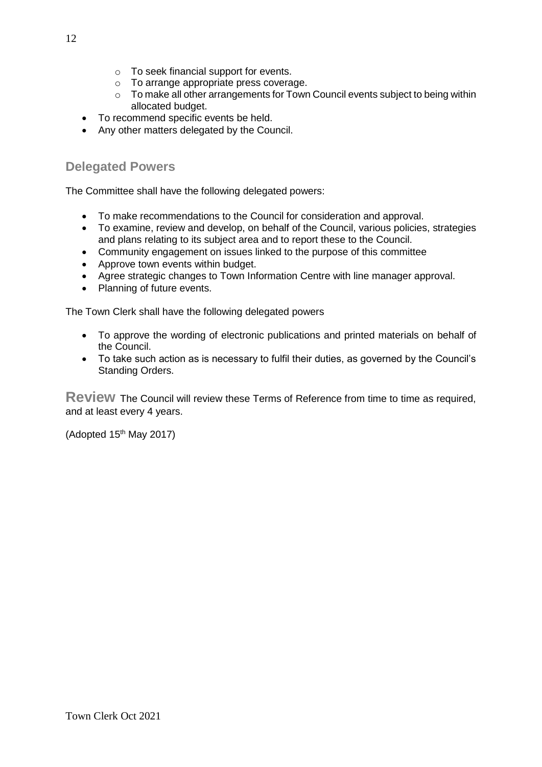- To seek financial support for events.
  - To arrange appropriate press coverage.
  - To make all other arrangements for Town Council events subject to being within allocated budget.
- To recommend specific events be held.
- Any other matters delegated by the Council.

## Delegated Powers

The Committee shall have the following delegated powers:

- To make recommendations to the Council for consideration and approval.
- To examine, review and develop, on behalf of the Council, various policies, strategies and plans relating to its subject area and to report these to the Council.
- Community engagement on issues linked to the purpose of this committee
- Approve town events within budget.
- Agree strategic changes to Town Information Centre with line manager approval.
- Planning of future events.

The Town Clerk shall have the following delegated powers

- To approve the wording of electronic publications and printed materials on behalf of the Council.
- To take such action as is necessary to fulfil their duties, as governed by the Council's Standing Orders.

**Review** The Council will review these Terms of Reference from time to time as required, and at least every 4 years.

(Adopted 15th May 2017)

Town Clerk Oct 2021